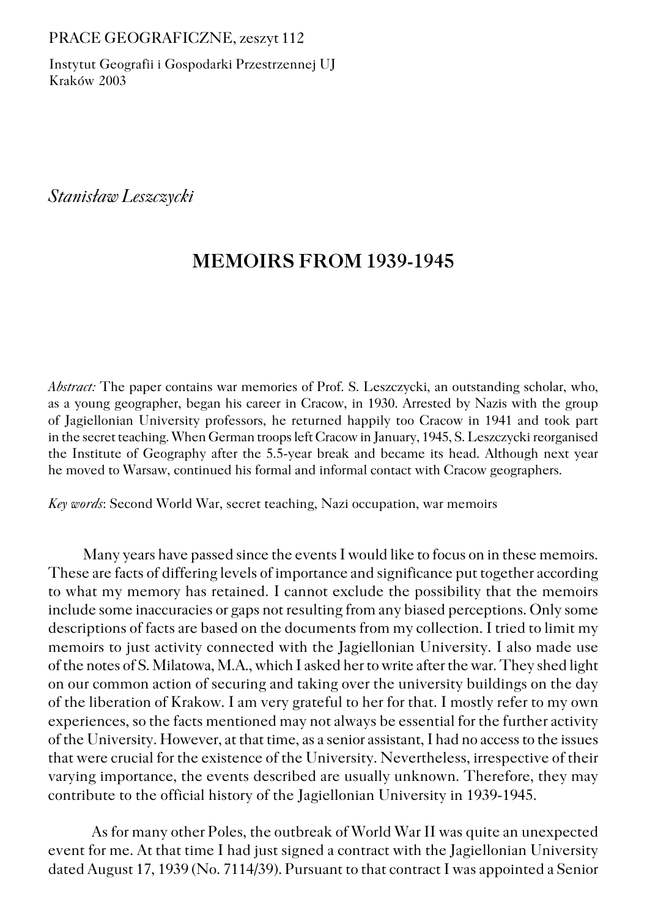PRACE GEOGRAFICZNE, zeszyt 112

Instytut Geografii i Gospodarki Przestrzennej UJ
Kraków 2003

*Stanisław Leszczycki*

# MEMOIRS FROM 1939-1945

*Abstract:* The paper contains war memories of Prof. S. Leszczycki, an outstanding scholar, who, as a young geographer, began his career in Cracow, in 1930. Arrested by Nazis with the group of Jagiellonian University professors, he returned happily too Cracow in 1941 and took part in the secret teaching. When German troops left Cracow in January, 1945, S. Leszczycki reorganised the Institute of Geography after the 5.5-year break and became its head. Although next year he moved to Warsaw, continued his formal and informal contact with Cracow geographers.

*Key words*: Second World War, secret teaching, Nazi occupation, war memoirs

Many years have passed since the events I would like to focus on in these memoirs. These are facts of differing levels of importance and significance put together according to what my memory has retained. I cannot exclude the possibility that the memoirs include some inaccuracies or gaps not resulting from any biased perceptions. Only some descriptions of facts are based on the documents from my collection. I tried to limit my memoirs to just activity connected with the Jagiellonian University. I also made use of the notes of S. Milatowa, M.A., which I asked her to write after the war. They shed light on our common action of securing and taking over the university buildings on the day of the liberation of Krakow. I am very grateful to her for that. I mostly refer to my own experiences, so the facts mentioned may not always be essential for the further activity of the University. However, at that time, as a senior assistant, I had no access to the issues that were crucial for the existence of the University. Nevertheless, irrespective of their varying importance, the events described are usually unknown. Therefore, they may contribute to the official history of the Jagiellonian University in 1939-1945.

As for many other Poles, the outbreak of World War II was quite an unexpected event for me. At that time I had just signed a contract with the Jagiellonian University dated August 17, 1939 (No. 7114/39). Pursuant to that contract I was appointed a Senior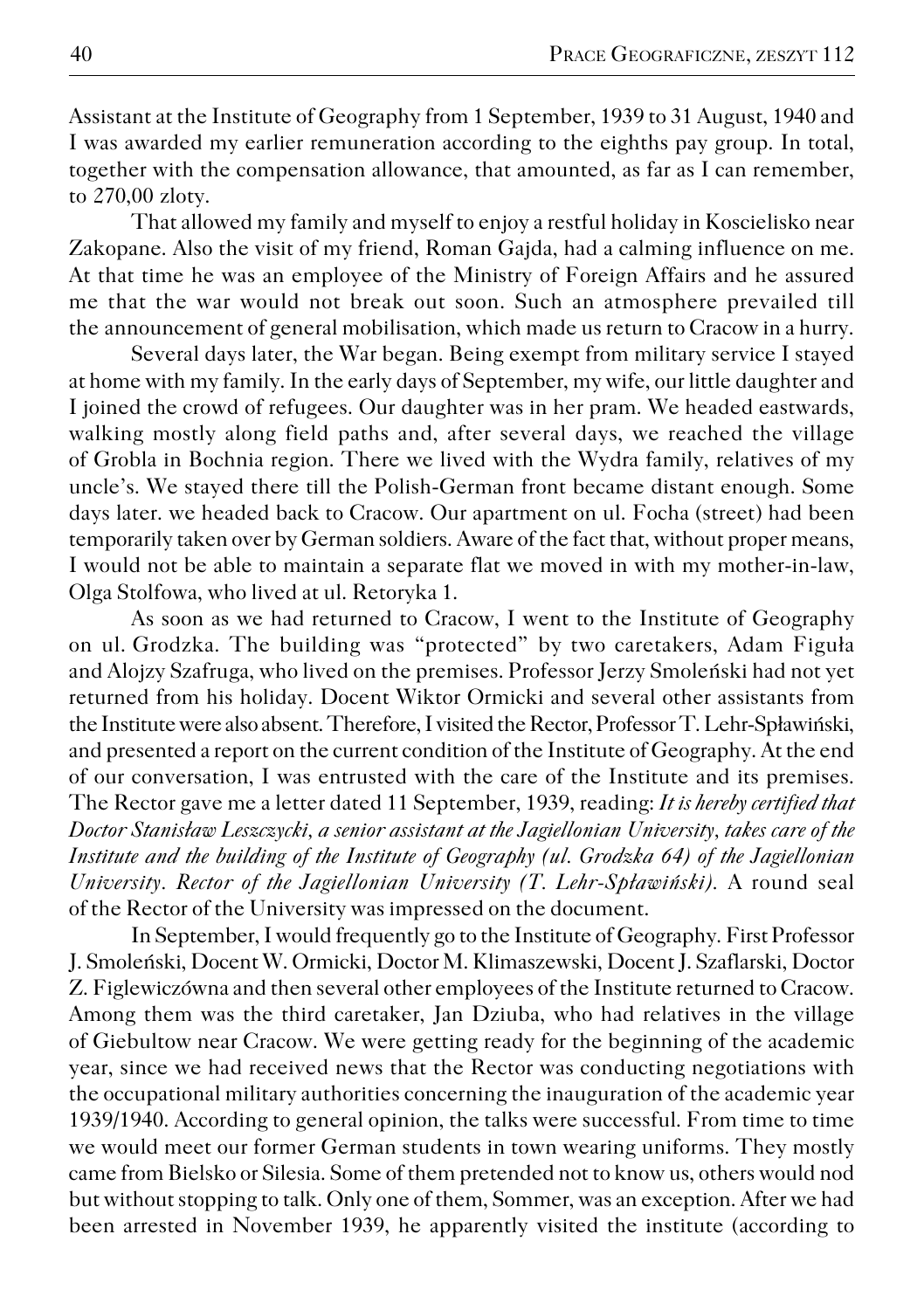Assistant at the Institute of Geography from 1 September, 1939 to 31 August, 1940 and I was awarded my earlier remuneration according to the eighths pay group. In total, together with the compensation allowance, that amounted, as far as I can remember, to 270,00 zloty.

That allowed my family and myself to enjoy a restful holiday in Koscielisko near Zakopane. Also the visit of my friend, Roman Gajda, had a calming influence on me. At that time he was an employee of the Ministry of Foreign Affairs and he assured me that the war would not break out soon. Such an atmosphere prevailed till the announcement of general mobilisation, which made us return to Cracow in a hurry.

Several days later, the War began. Being exempt from military service I stayed at home with my family. In the early days of September, my wife, our little daughter and I joined the crowd of refugees. Our daughter was in her pram. We headed eastwards, walking mostly along field paths and, after several days, we reached the village of Grobla in Bochnia region. There we lived with the Wydra family, relatives of my uncle's. We stayed there till the Polish-German front became distant enough. Some days later. we headed back to Cracow. Our apartment on ul. Focha (street) had been temporarily taken over by German soldiers. Aware of the fact that, without proper means, I would not be able to maintain a separate flat we moved in with my mother-in-law, Olga Stolfowa, who lived at ul. Retoryka 1.

As soon as we had returned to Cracow, I went to the Institute of Geography on ul. Grodzka. The building was "protected" by two caretakers, Adam Figuła and Alojzy Szafruga, who lived on the premises. Professor Jerzy Smoleński had not yet returned from his holiday. Docent Wiktor Ormicki and several other assistants from the Institute were also absent. Therefore, I visited the Rector, Professor T. Lehr-Spławiński, and presented a report on the current condition of the Institute of Geography. At the end of our conversation, I was entrusted with the care of the Institute and its premises. The Rector gave me a letter dated 11 September, 1939, reading: *It is hereby certified that Doctor Stanisław Leszczycki, a senior assistant at the Jagiellonian University, takes care of the Institute and the building of the Institute of Geography (ul. Grodzka 64) of the Jagiellonian University. Rector of the Jagiellonian University (T. Lehr-Spławiński).* A round seal of the Rector of the University was impressed on the document.

In September, I would frequently go to the Institute of Geography. First Professor J. Smoleński, Docent W. Ormicki, Doctor M. Klimaszewski, Docent J. Szaflarski, Doctor Z. Figlewiczówna and then several other employees of the Institute returned to Cracow. Among them was the third caretaker, Jan Dziuba, who had relatives in the village of Giebultow near Cracow. We were getting ready for the beginning of the academic year, since we had received news that the Rector was conducting negotiations with the occupational military authorities concerning the inauguration of the academic year 1939/1940. According to general opinion, the talks were successful. From time to time we would meet our former German students in town wearing uniforms. They mostly came from Bielsko or Silesia. Some of them pretended not to know us, others would nod but without stopping to talk. Only one of them, Sommer, was an exception. After we had been arrested in November 1939, he apparently visited the institute (according to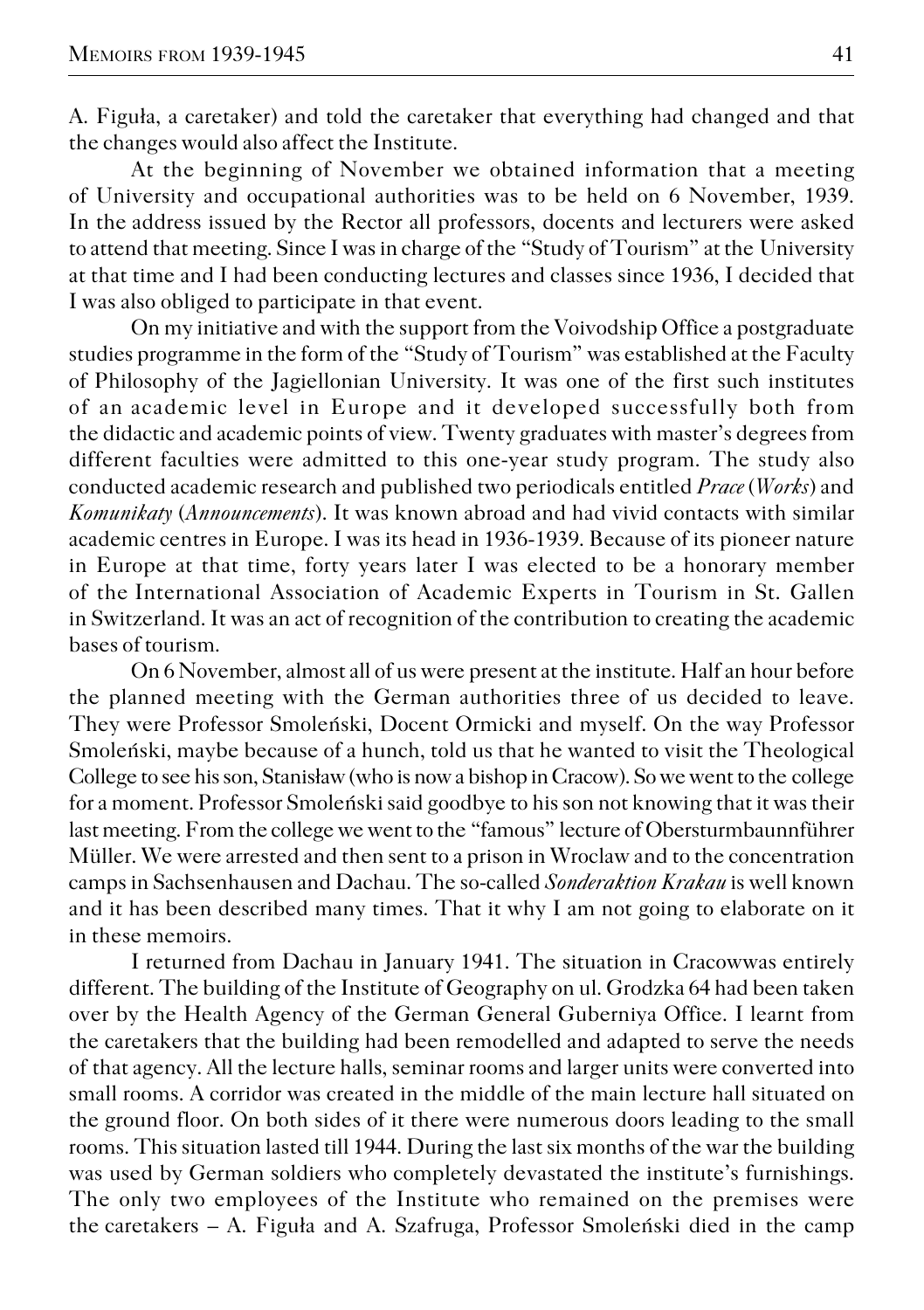A. Figuła, a caretaker) and told the caretaker that everything had changed and that the changes would also affect the Institute.

At the beginning of November we obtained information that a meeting of University and occupational authorities was to be held on 6 November, 1939. In the address issued by the Rector all professors, docents and lecturers were asked to attend that meeting. Since I was in charge of the "Study of Tourism" at the University at that time and I had been conducting lectures and classes since 1936, I decided that I was also obliged to participate in that event.

On my initiative and with the support from the Voivodship Office a postgraduate studies programme in the form of the "Study of Tourism" was established at the Faculty of Philosophy of the Jagiellonian University. It was one of the first such institutes of an academic level in Europe and it developed successfully both from the didactic and academic points of view. Twenty graduates with master's degrees from different faculties were admitted to this one-year study program. The study also conducted academic research and published two periodicals entitled *Prace* (*Works*) and *Komunikaty* (*Announcements*). It was known abroad and had vivid contacts with similar academic centres in Europe. I was its head in 1936-1939. Because of its pioneer nature in Europe at that time, forty years later I was elected to be a honorary member of the International Association of Academic Experts in Tourism in St. Gallen in Switzerland. It was an act of recognition of the contribution to creating the academic bases of tourism.

On 6 November, almost all of us were present at the institute. Half an hour before the planned meeting with the German authorities three of us decided to leave. They were Professor Smoleński, Docent Ormicki and myself. On the way Professor Smoleński, maybe because of a hunch, told us that he wanted to visit the Theological College to see his son, Stanisław (who is now a bishop in Cracow). So we went to the college for a moment. Professor Smoleński said goodbye to his son not knowing that it was their last meeting. From the college we went to the "famous" lecture of Obersturmbaunnführer Müller. We were arrested and then sent to a prison in Wroclaw and to the concentration camps in Sachsenhausen and Dachau. The so-called *Sonderaktion Krakau* is well known and it has been described many times. That it why I am not going to elaborate on it in these memoirs.

I returned from Dachau in January 1941. The situation in Cracowwas entirely different. The building of the Institute of Geography on ul. Grodzka 64 had been taken over by the Health Agency of the German General Guberniya Office. I learnt from the caretakers that the building had been remodelled and adapted to serve the needs of that agency. All the lecture halls, seminar rooms and larger units were converted into small rooms. A corridor was created in the middle of the main lecture hall situated on the ground floor. On both sides of it there were numerous doors leading to the small rooms. This situation lasted till 1944. During the last six months of the war the building was used by German soldiers who completely devastated the institute's furnishings. The only two employees of the Institute who remained on the premises were the caretakers – A. Figuła and A. Szafruga, Professor Smoleński died in the camp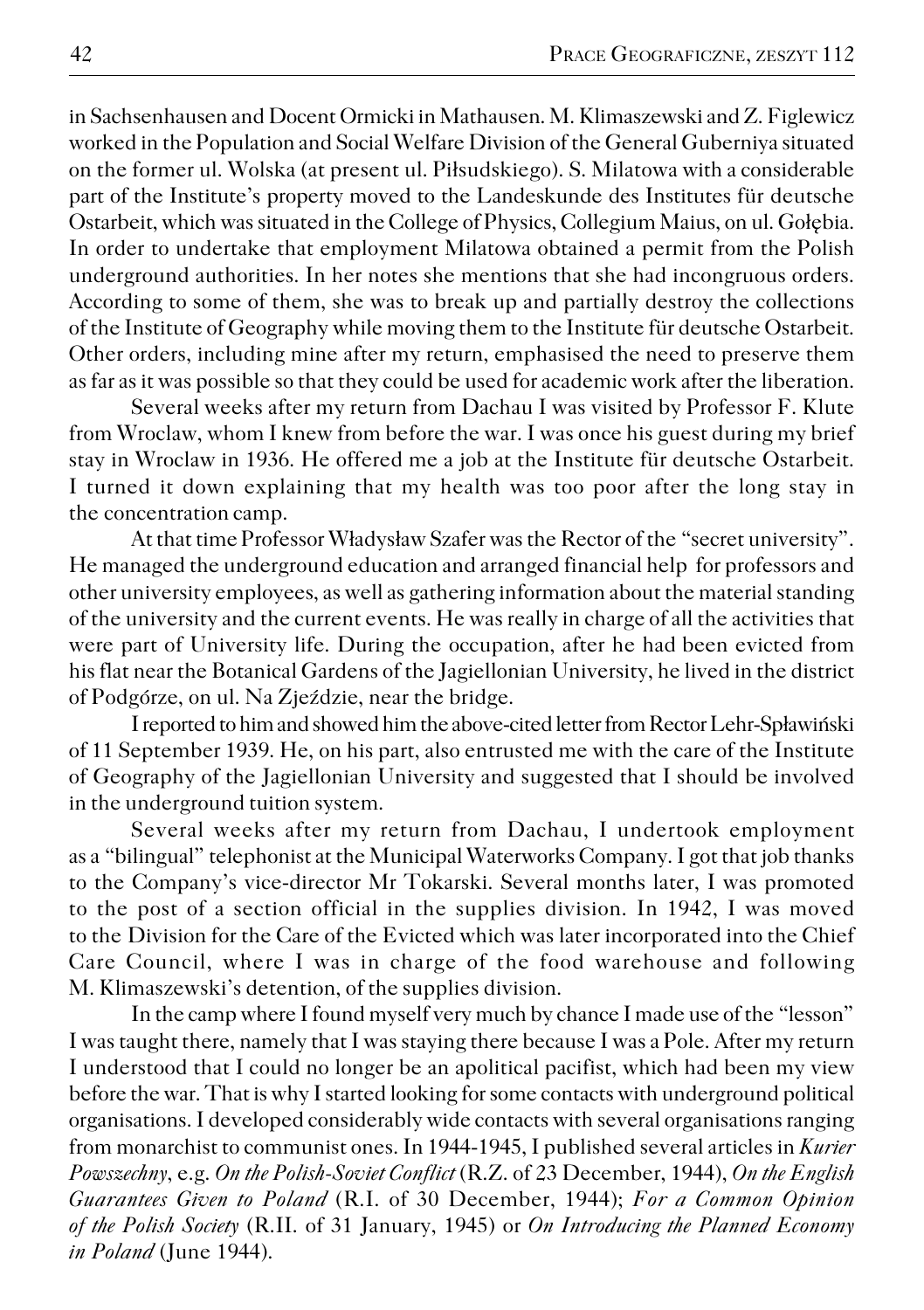in Sachsenhausen and Docent Ormicki in Mathausen. M. Klimaszewski and Z. Figlewicz worked in the Population and Social Welfare Division of the General Guberniya situated on the former ul. Wolska (at present ul. Piłsudskiego). S. Milatowa with a considerable part of the Institute's property moved to the Landeskunde des Institutes für deutsche Ostarbeit, which was situated in the College of Physics, Collegium Maius, on ul. Gołębia. In order to undertake that employment Milatowa obtained a permit from the Polish underground authorities. In her notes she mentions that she had incongruous orders. According to some of them, she was to break up and partially destroy the collections of the Institute of Geography while moving them to the Institute für deutsche Ostarbeit. Other orders, including mine after my return, emphasised the need to preserve them as far as it was possible so that they could be used for academic work after the liberation.

Several weeks after my return from Dachau I was visited by Professor F. Klute from Wroclaw, whom I knew from before the war. I was once his guest during my brief stay in Wroclaw in 1936. He offered me a job at the Institute für deutsche Ostarbeit. I turned it down explaining that my health was too poor after the long stay in the concentration camp.

At that time Professor Władysław Szafer was the Rector of the "secret university". He managed the underground education and arranged financial help for professors and other university employees, as well as gathering information about the material standing of the university and the current events. He was really in charge of all the activities that were part of University life. During the occupation, after he had been evicted from his flat near the Botanical Gardens of the Jagiellonian University, he lived in the district of Podgórze, on ul. Na Zjeździe, near the bridge.

I reported to him and showed him the above-cited letter from Rector Lehr-Spławiński of 11 September 1939. He, on his part, also entrusted me with the care of the Institute of Geography of the Jagiellonian University and suggested that I should be involved in the underground tuition system.

Several weeks after my return from Dachau, I undertook employment as a "bilingual" telephonist at the Municipal Waterworks Company. I got that job thanks to the Company's vice-director Mr Tokarski. Several months later, I was promoted to the post of a section official in the supplies division. In 1942, I was moved to the Division for the Care of the Evicted which was later incorporated into the Chief Care Council, where I was in charge of the food warehouse and following M. Klimaszewski's detention, of the supplies division.

In the camp where I found myself very much by chance I made use of the "lesson" I was taught there, namely that I was staying there because I was a Pole. After my return I understood that I could no longer be an apolitical pacifist, which had been my view before the war. That is why I started looking for some contacts with underground political organisations. I developed considerably wide contacts with several organisations ranging from monarchist to communist ones. In 1944-1945, I published several articles in *Kurier Powszechny*, e.g. *On the Polish-Soviet Conflict* (R.Z. of 23 December, 1944), *On the English Guarantees Given to Poland* (R.I. of 30 December, 1944); *For a Common Opinion of the Polish Society* (R.II. of 31 January, 1945) or *On Introducing the Planned Economy in Poland* (June 1944).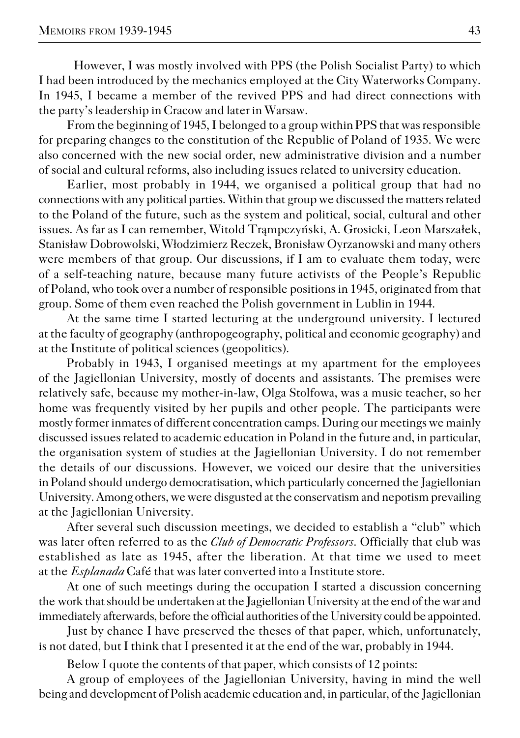However, I was mostly involved with PPS (the Polish Socialist Party) to which I had been introduced by the mechanics employed at the City Waterworks Company. In 1945, I became a member of the revived PPS and had direct connections with the party's leadership in Cracow and later in Warsaw.

From the beginning of 1945, I belonged to a group within PPS that was responsible for preparing changes to the constitution of the Republic of Poland of 1935. We were also concerned with the new social order, new administrative division and a number of social and cultural reforms, also including issues related to university education.

Earlier, most probably in 1944, we organised a political group that had no connections with any political parties. Within that group we discussed the matters related to the Poland of the future, such as the system and political, social, cultural and other issues. As far as I can remember, Witold Trąmpczyński, A. Grosicki, Leon Marszałek, Stanisław Dobrowolski, Włodzimierz Reczek, Bronisław Oyrzanowski and many others were members of that group. Our discussions, if I am to evaluate them today, were of a self-teaching nature, because many future activists of the People's Republic of Poland, who took over a number of responsible positions in 1945, originated from that group. Some of them even reached the Polish government in Lublin in 1944.

At the same time I started lecturing at the underground university. I lectured at the faculty of geography (anthropogeography, political and economic geography) and at the Institute of political sciences (geopolitics).

Probably in 1943, I organised meetings at my apartment for the employees of the Jagiellonian University, mostly of docents and assistants. The premises were relatively safe, because my mother-in-law, Olga Stolfowa, was a music teacher, so her home was frequently visited by her pupils and other people. The participants were mostly former inmates of different concentration camps. During our meetings we mainly discussed issues related to academic education in Poland in the future and, in particular, the organisation system of studies at the Jagiellonian University. I do not remember the details of our discussions. However, we voiced our desire that the universities in Poland should undergo democratisation, which particularly concerned the Jagiellonian University. Among others, we were disgusted at the conservatism and nepotism prevailing at the Jagiellonian University.

After several such discussion meetings, we decided to establish a "club" which was later often referred to as the *Club of Democratic Professors*. Officially that club was established as late as 1945, after the liberation. At that time we used to meet at the *Esplanada* Café that was later converted into a Institute store.

At one of such meetings during the occupation I started a discussion concerning the work that should be undertaken at the Jagiellonian University at the end of the war and immediately afterwards, before the official authorities of the University could be appointed.

Just by chance I have preserved the theses of that paper, which, unfortunately, is not dated, but I think that I presented it at the end of the war, probably in 1944.

Below I quote the contents of that paper, which consists of 12 points:

A group of employees of the Jagiellonian University, having in mind the well being and development of Polish academic education and, in particular, of the Jagiellonian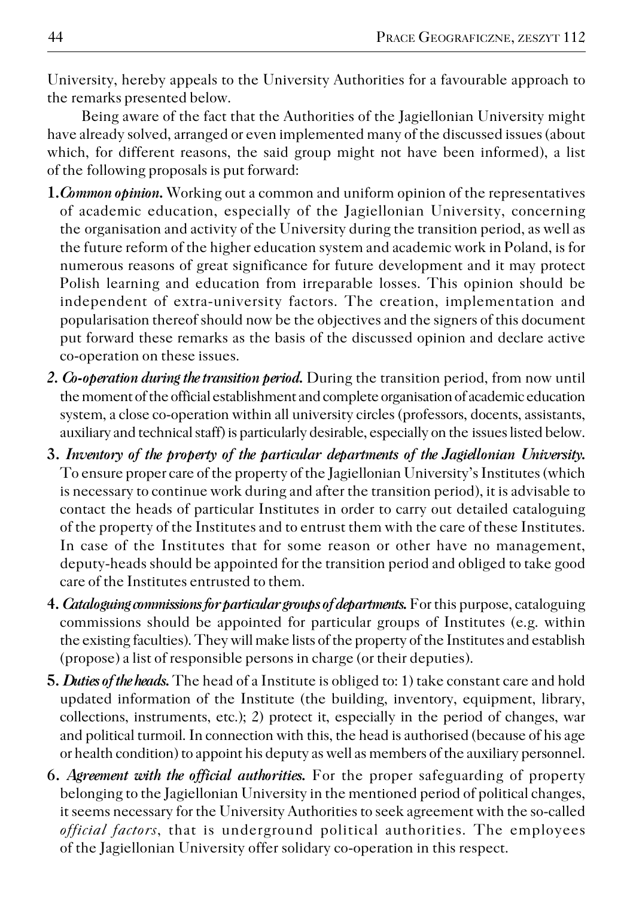University, hereby appeals to the University Authorities for a favourable approach to the remarks presented below.

Being aware of the fact that the Authorities of the Jagiellonian University might have already solved, arranged or even implemented many of the discussed issues (about which, for different reasons, the said group might not have been informed), a list of the following proposals is put forward:

1. ***Common opinion.*** Working out a common and uniform opinion of the representatives of academic education, especially of the Jagiellonian University, concerning the organisation and activity of the University during the transition period, as well as the future reform of the higher education system and academic work in Poland, is for numerous reasons of great significance for future development and it may protect Polish learning and education from irreparable losses. This opinion should be independent of extra-university factors. The creation, implementation and popularisation thereof should now be the objectives and the signers of this document put forward these remarks as the basis of the discussed opinion and declare active co-operation on these issues.
2. ***Co-operation during the transition period.*** During the transition period, from now until the moment of the official establishment and complete organisation of academic education system, a close co-operation within all university circles (professors, docents, assistants, auxiliary and technical staff) is particularly desirable, especially on the issues listed below.
3. ***Inventory of the property of the particular departments of the Jagiellonian University.*** To ensure proper care of the property of the Jagiellonian University's Institutes (which is necessary to continue work during and after the transition period), it is advisable to contact the heads of particular Institutes in order to carry out detailed cataloguing of the property of the Institutes and to entrust them with the care of these Institutes. In case of the Institutes that for some reason or other have no management, deputy-heads should be appointed for the transition period and obliged to take good care of the Institutes entrusted to them.
4. ***Cataloguing commissions for particular groups of departments.*** For this purpose, cataloguing commissions should be appointed for particular groups of Institutes (e.g. within the existing faculties). They will make lists of the property of the Institutes and establish (propose) a list of responsible persons in charge (or their deputies).
5. ***Duties of the heads.*** The head of a Institute is obliged to: 1) take constant care and hold updated information of the Institute (the building, inventory, equipment, library, collections, instruments, etc.); 2) protect it, especially in the period of changes, war and political turmoil. In connection with this, the head is authorised (because of his age or health condition) to appoint his deputy as well as members of the auxiliary personnel.
6. ***Agreement with the official authorities.*** For the proper safeguarding of property belonging to the Jagiellonian University in the mentioned period of political changes, it seems necessary for the University Authorities to seek agreement with the so-called *official factors*, that is underground political authorities. The employees of the Jagiellonian University offer solidary co-operation in this respect.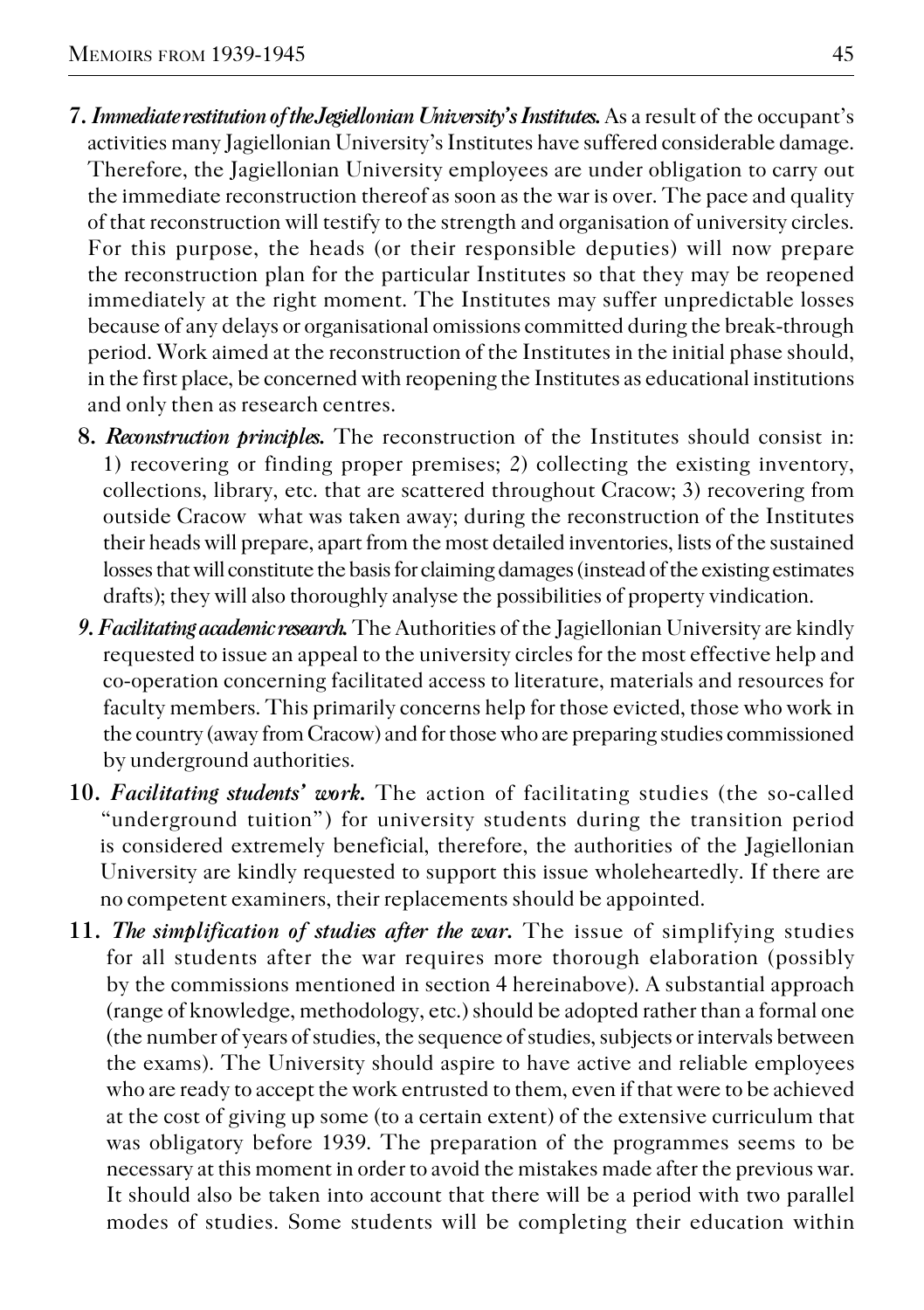7. ***Immediate restitution of the Jegiellonian University's Institutes.*** As a result of the occupant's activities many Jagiellonian University's Institutes have suffered considerable damage. Therefore, the Jagiellonian University employees are under obligation to carry out the immediate reconstruction thereof as soon as the war is over. The pace and quality of that reconstruction will testify to the strength and organisation of university circles. For this purpose, the heads (or their responsible deputies) will now prepare the reconstruction plan for the particular Institutes so that they may be reopened immediately at the right moment. The Institutes may suffer unpredictable losses because of any delays or organisational omissions committed during the break-through period. Work aimed at the reconstruction of the Institutes in the initial phase should, in the first place, be concerned with reopening the Institutes as educational institutions and only then as research centres.

8. ***Reconstruction principles.*** The reconstruction of the Institutes should consist in: 1) recovering or finding proper premises; 2) collecting the existing inventory, collections, library, etc. that are scattered throughout Cracow; 3) recovering from outside Cracow what was taken away; during the reconstruction of the Institutes their heads will prepare, apart from the most detailed inventories, lists of the sustained losses that will constitute the basis for claiming damages (instead of the existing estimates drafts); they will also thoroughly analyse the possibilities of property vindication.

9. ***Facilitating academic research.*** The Authorities of the Jagiellonian University are kindly requested to issue an appeal to the university circles for the most effective help and co-operation concerning facilitated access to literature, materials and resources for faculty members. This primarily concerns help for those evicted, those who work in the country (away from Cracow) and for those who are preparing studies commissioned by underground authorities.

10. ***Facilitating students' work.*** The action of facilitating studies (the so-called "underground tuition") for university students during the transition period is considered extremely beneficial, therefore, the authorities of the Jagiellonian University are kindly requested to support this issue wholeheartedly. If there are no competent examiners, their replacements should be appointed.

11. ***The simplification of studies after the war.*** The issue of simplifying studies for all students after the war requires more thorough elaboration (possibly by the commissions mentioned in section 4 hereinabove). A substantial approach (range of knowledge, methodology, etc.) should be adopted rather than a formal one (the number of years of studies, the sequence of studies, subjects or intervals between the exams). The University should aspire to have active and reliable employees who are ready to accept the work entrusted to them, even if that were to be achieved at the cost of giving up some (to a certain extent) of the extensive curriculum that was obligatory before 1939. The preparation of the programmes seems to be necessary at this moment in order to avoid the mistakes made after the previous war. It should also be taken into account that there will be a period with two parallel modes of studies. Some students will be completing their education within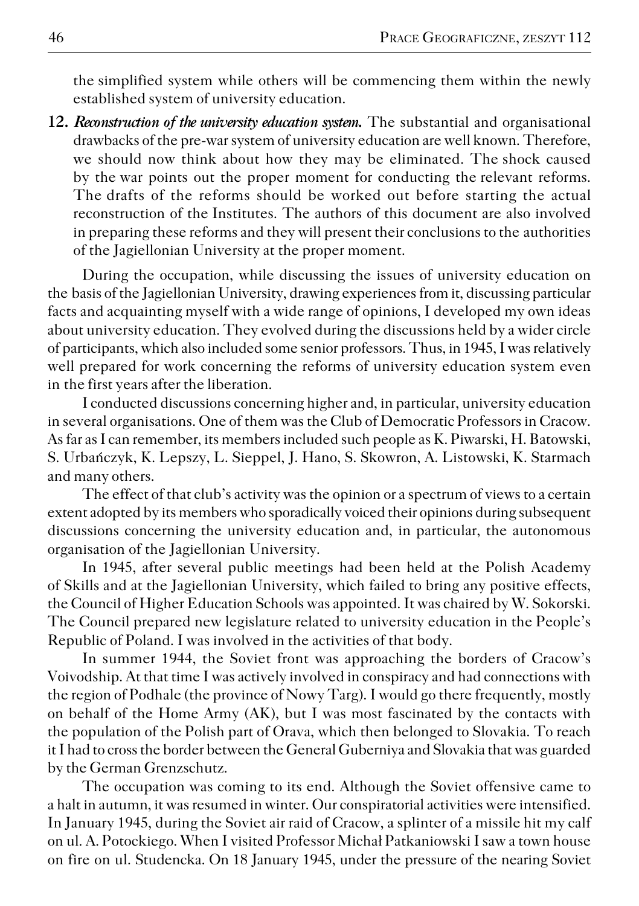the simplified system while others will be commencing them within the newly established system of university education.

12. ***Reconstruction of the university education system.*** The substantial and organisational drawbacks of the pre-war system of university education are well known. Therefore, we should now think about how they may be eliminated. The shock caused by the war points out the proper moment for conducting the relevant reforms. The drafts of the reforms should be worked out before starting the actual reconstruction of the Institutes. The authors of this document are also involved in preparing these reforms and they will present their conclusions to the authorities of the Jagiellonian University at the proper moment.

During the occupation, while discussing the issues of university education on the basis of the Jagiellonian University, drawing experiences from it, discussing particular facts and acquainting myself with a wide range of opinions, I developed my own ideas about university education. They evolved during the discussions held by a wider circle of participants, which also included some senior professors. Thus, in 1945, I was relatively well prepared for work concerning the reforms of university education system even in the first years after the liberation.

I conducted discussions concerning higher and, in particular, university education in several organisations. One of them was the Club of Democratic Professors in Cracow. As far as I can remember, its members included such people as K. Piwarski, H. Batowski, S. Urbańczyk, K. Lepszy, L. Sieppel, J. Hano, S. Skowron, A. Listowski, K. Starmach and many others.

The effect of that club's activity was the opinion or a spectrum of views to a certain extent adopted by its members who sporadically voiced their opinions during subsequent discussions concerning the university education and, in particular, the autonomous organisation of the Jagiellonian University.

In 1945, after several public meetings had been held at the Polish Academy of Skills and at the Jagiellonian University, which failed to bring any positive effects, the Council of Higher Education Schools was appointed. It was chaired by W. Sokorski. The Council prepared new legislature related to university education in the People's Republic of Poland. I was involved in the activities of that body.

In summer 1944, the Soviet front was approaching the borders of Cracow's Voivodship. At that time I was actively involved in conspiracy and had connections with the region of Podhale (the province of Nowy Targ). I would go there frequently, mostly on behalf of the Home Army (AK), but I was most fascinated by the contacts with the population of the Polish part of Orava, which then belonged to Slovakia. To reach it I had to cross the border between the General Guberniya and Slovakia that was guarded by the German Grenzschutz.

The occupation was coming to its end. Although the Soviet offensive came to a halt in autumn, it was resumed in winter. Our conspiratorial activities were intensified. In January 1945, during the Soviet air raid of Cracow, a splinter of a missile hit my calf on ul. A. Potockiego. When I visited Professor Michał Patkaniowski I saw a town house on fire on ul. Studencka. On 18 January 1945, under the pressure of the nearing Soviet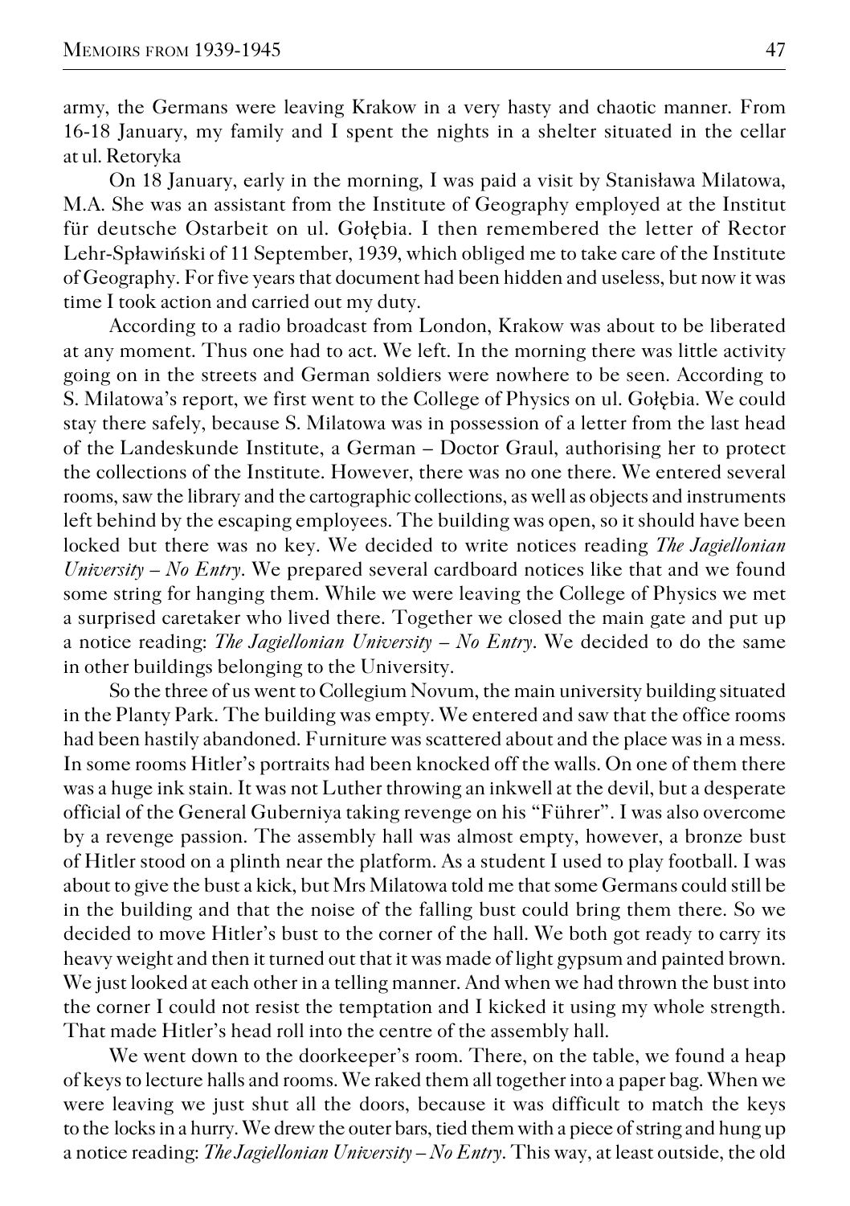army, the Germans were leaving Krakow in a very hasty and chaotic manner. From 16-18 January, my family and I spent the nights in a shelter situated in the cellar at ul. Retoryka

On 18 January, early in the morning, I was paid a visit by Stanisława Milatowa, M.A. She was an assistant from the Institute of Geography employed at the Institut für deutsche Ostarbeit on ul. Gołębia. I then remembered the letter of Rector Lehr-Spławiński of 11 September, 1939, which obliged me to take care of the Institute of Geography. For five years that document had been hidden and useless, but now it was time I took action and carried out my duty.

According to a radio broadcast from London, Krakow was about to be liberated at any moment. Thus one had to act. We left. In the morning there was little activity going on in the streets and German soldiers were nowhere to be seen. According to S. Milatowa's report, we first went to the College of Physics on ul. Gołębia. We could stay there safely, because S. Milatowa was in possession of a letter from the last head of the Landeskunde Institute, a German – Doctor Graul, authorising her to protect the collections of the Institute. However, there was no one there. We entered several rooms, saw the library and the cartographic collections, as well as objects and instruments left behind by the escaping employees. The building was open, so it should have been locked but there was no key. We decided to write notices reading *The Jagiellonian University – No Entry*. We prepared several cardboard notices like that and we found some string for hanging them. While we were leaving the College of Physics we met a surprised caretaker who lived there. Together we closed the main gate and put up a notice reading: *The Jagiellonian University – No Entry*. We decided to do the same in other buildings belonging to the University.

So the three of us went to Collegium Novum, the main university building situated in the Planty Park. The building was empty. We entered and saw that the office rooms had been hastily abandoned. Furniture was scattered about and the place was in a mess. In some rooms Hitler's portraits had been knocked off the walls. On one of them there was a huge ink stain. It was not Luther throwing an inkwell at the devil, but a desperate official of the General Guberniya taking revenge on his "Führer". I was also overcome by a revenge passion. The assembly hall was almost empty, however, a bronze bust of Hitler stood on a plinth near the platform. As a student I used to play football. I was about to give the bust a kick, but Mrs Milatowa told me that some Germans could still be in the building and that the noise of the falling bust could bring them there. So we decided to move Hitler's bust to the corner of the hall. We both got ready to carry its heavy weight and then it turned out that it was made of light gypsum and painted brown. We just looked at each other in a telling manner. And when we had thrown the bust into the corner I could not resist the temptation and I kicked it using my whole strength. That made Hitler's head roll into the centre of the assembly hall.

We went down to the doorkeeper's room. There, on the table, we found a heap of keys to lecture halls and rooms. We raked them all together into a paper bag. When we were leaving we just shut all the doors, because it was difficult to match the keys to the locks in a hurry. We drew the outer bars, tied them with a piece of string and hung up a notice reading: *The Jagiellonian University – No Entry*. This way, at least outside, the old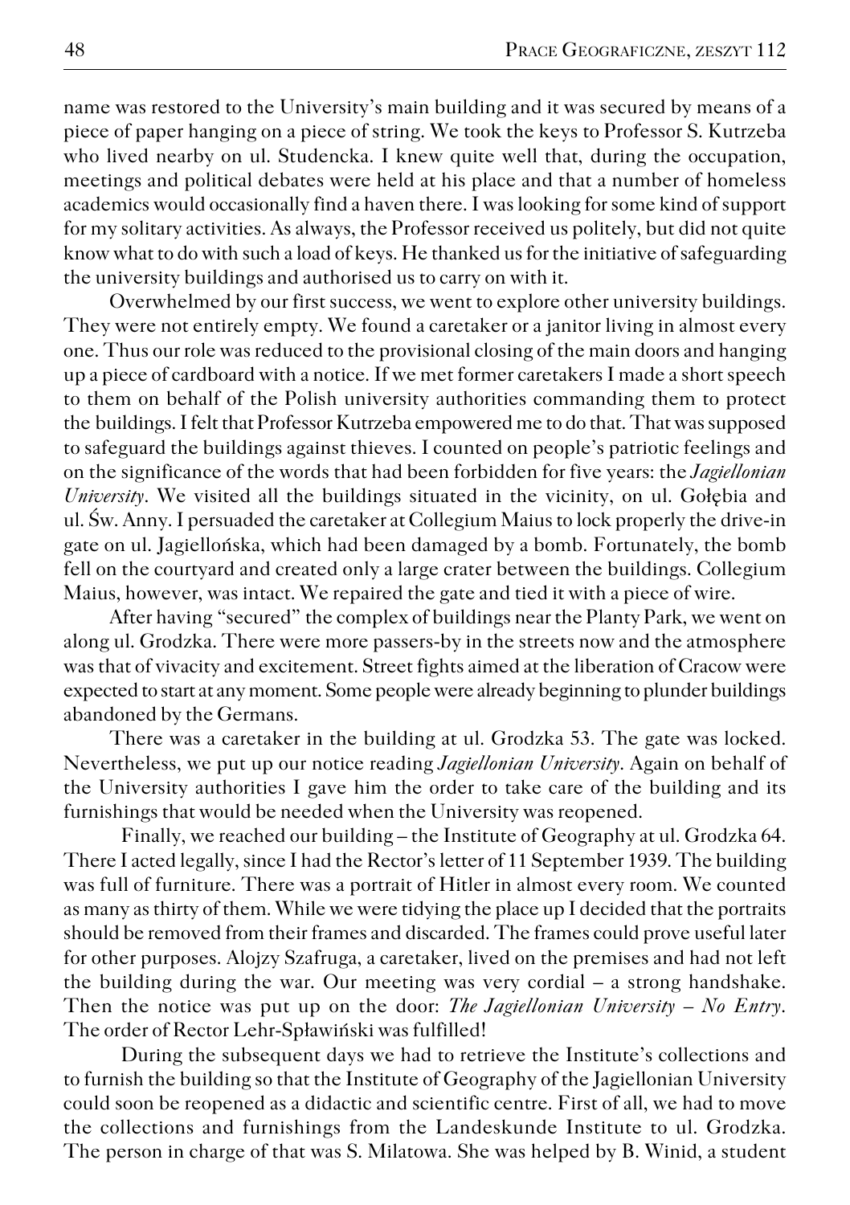name was restored to the University's main building and it was secured by means of a piece of paper hanging on a piece of string. We took the keys to Professor S. Kutrzeba who lived nearby on ul. Studencka. I knew quite well that, during the occupation, meetings and political debates were held at his place and that a number of homeless academics would occasionally find a haven there. I was looking for some kind of support for my solitary activities. As always, the Professor received us politely, but did not quite know what to do with such a load of keys. He thanked us for the initiative of safeguarding the university buildings and authorised us to carry on with it.

Overwhelmed by our first success, we went to explore other university buildings. They were not entirely empty. We found a caretaker or a janitor living in almost every one. Thus our role was reduced to the provisional closing of the main doors and hanging up a piece of cardboard with a notice. If we met former caretakers I made a short speech to them on behalf of the Polish university authorities commanding them to protect the buildings. I felt that Professor Kutrzeba empowered me to do that. That was supposed to safeguard the buildings against thieves. I counted on people's patriotic feelings and on the significance of the words that had been forbidden for five years: the *Jagiellonian University*. We visited all the buildings situated in the vicinity, on ul. Gołębia and ul. Św. Anny. I persuaded the caretaker at Collegium Maius to lock properly the drive-in gate on ul. Jagiellońska, which had been damaged by a bomb. Fortunately, the bomb fell on the courtyard and created only a large crater between the buildings. Collegium Maius, however, was intact. We repaired the gate and tied it with a piece of wire.

After having "secured" the complex of buildings near the Planty Park, we went on along ul. Grodzka. There were more passers-by in the streets now and the atmosphere was that of vivacity and excitement. Street fights aimed at the liberation of Cracow were expected to start at any moment. Some people were already beginning to plunder buildings abandoned by the Germans.

There was a caretaker in the building at ul. Grodzka 53. The gate was locked. Nevertheless, we put up our notice reading *Jagiellonian University*. Again on behalf of the University authorities I gave him the order to take care of the building and its furnishings that would be needed when the University was reopened.

Finally, we reached our building – the Institute of Geography at ul. Grodzka 64. There I acted legally, since I had the Rector's letter of 11 September 1939. The building was full of furniture. There was a portrait of Hitler in almost every room. We counted as many as thirty of them. While we were tidying the place up I decided that the portraits should be removed from their frames and discarded. The frames could prove useful later for other purposes. Alojzy Szafruga, a caretaker, lived on the premises and had not left the building during the war. Our meeting was very cordial – a strong handshake. Then the notice was put up on the door: *The Jagiellonian University – No Entry*. The order of Rector Lehr-Spławiński was fulfilled!

During the subsequent days we had to retrieve the Institute's collections and to furnish the building so that the Institute of Geography of the Jagiellonian University could soon be reopened as a didactic and scientific centre. First of all, we had to move the collections and furnishings from the Landeskunde Institute to ul. Grodzka. The person in charge of that was S. Milatowa. She was helped by B. Winid, a student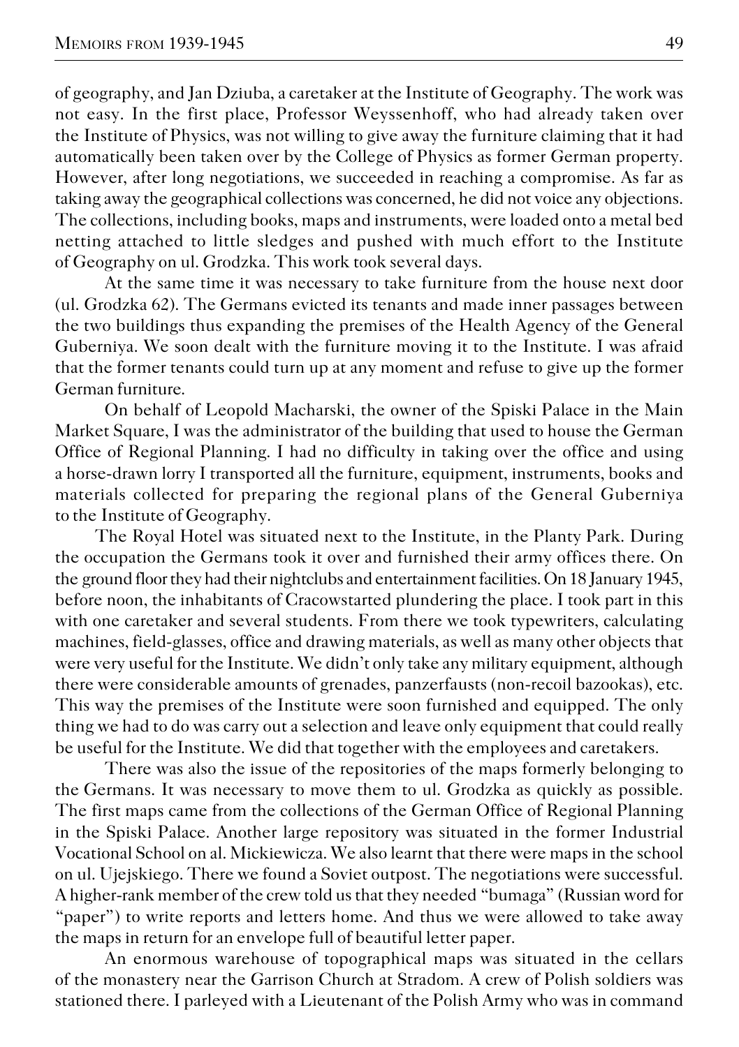of geography, and Jan Dziuba, a caretaker at the Institute of Geography. The work was not easy. In the first place, Professor Weyssenhoff, who had already taken over the Institute of Physics, was not willing to give away the furniture claiming that it had automatically been taken over by the College of Physics as former German property. However, after long negotiations, we succeeded in reaching a compromise. As far as taking away the geographical collections was concerned, he did not voice any objections. The collections, including books, maps and instruments, were loaded onto a metal bed netting attached to little sledges and pushed with much effort to the Institute of Geography on ul. Grodzka. This work took several days.

At the same time it was necessary to take furniture from the house next door (ul. Grodzka 62). The Germans evicted its tenants and made inner passages between the two buildings thus expanding the premises of the Health Agency of the General Guberniya. We soon dealt with the furniture moving it to the Institute. I was afraid that the former tenants could turn up at any moment and refuse to give up the former German furniture.

On behalf of Leopold Macharski, the owner of the Spiski Palace in the Main Market Square, I was the administrator of the building that used to house the German Office of Regional Planning. I had no difficulty in taking over the office and using a horse-drawn lorry I transported all the furniture, equipment, instruments, books and materials collected for preparing the regional plans of the General Guberniya to the Institute of Geography.

The Royal Hotel was situated next to the Institute, in the Planty Park. During the occupation the Germans took it over and furnished their army offices there. On the ground floor they had their nightclubs and entertainment facilities. On 18 January 1945, before noon, the inhabitants of Cracowstarted plundering the place. I took part in this with one caretaker and several students. From there we took typewriters, calculating machines, field-glasses, office and drawing materials, as well as many other objects that were very useful for the Institute. We didn't only take any military equipment, although there were considerable amounts of grenades, panzerfausts (non-recoil bazookas), etc. This way the premises of the Institute were soon furnished and equipped. The only thing we had to do was carry out a selection and leave only equipment that could really be useful for the Institute. We did that together with the employees and caretakers.

There was also the issue of the repositories of the maps formerly belonging to the Germans. It was necessary to move them to ul. Grodzka as quickly as possible. The first maps came from the collections of the German Office of Regional Planning in the Spiski Palace. Another large repository was situated in the former Industrial Vocational School on al. Mickiewicza. We also learnt that there were maps in the school on ul. Ujejskiego. There we found a Soviet outpost. The negotiations were successful. A higher-rank member of the crew told us that they needed "bumaga" (Russian word for "paper") to write reports and letters home. And thus we were allowed to take away the maps in return for an envelope full of beautiful letter paper.

An enormous warehouse of topographical maps was situated in the cellars of the monastery near the Garrison Church at Stradom. A crew of Polish soldiers was stationed there. I parleyed with a Lieutenant of the Polish Army who was in command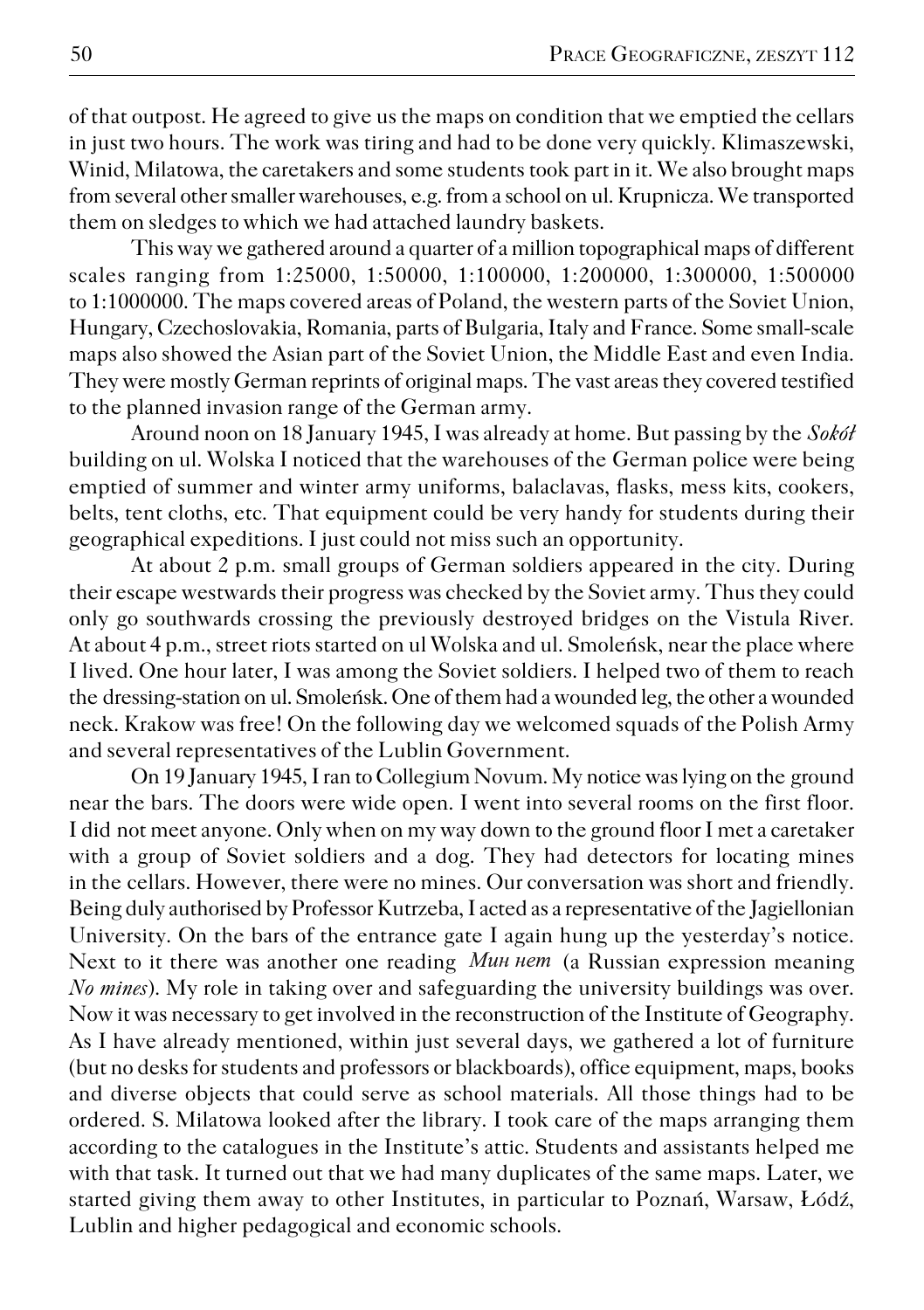of that outpost. He agreed to give us the maps on condition that we emptied the cellars in just two hours. The work was tiring and had to be done very quickly. Klimaszewski, Winid, Milatowa, the caretakers and some students took part in it. We also brought maps from several other smaller warehouses, e.g. from a school on ul. Krupnicza. We transported them on sledges to which we had attached laundry baskets.

This way we gathered around a quarter of a million topographical maps of different scales ranging from 1:25000, 1:50000, 1:100000, 1:200000, 1:300000, 1:500000 to 1:1000000. The maps covered areas of Poland, the western parts of the Soviet Union, Hungary, Czechoslovakia, Romania, parts of Bulgaria, Italy and France. Some small-scale maps also showed the Asian part of the Soviet Union, the Middle East and even India. They were mostly German reprints of original maps. The vast areas they covered testified to the planned invasion range of the German army.

Around noon on 18 January 1945, I was already at home. But passing by the *Sokół* building on ul. Wolska I noticed that the warehouses of the German police were being emptied of summer and winter army uniforms, balaclavas, flasks, mess kits, cookers, belts, tent cloths, etc. That equipment could be very handy for students during their geographical expeditions. I just could not miss such an opportunity.

At about 2 p.m. small groups of German soldiers appeared in the city. During their escape westwards their progress was checked by the Soviet army. Thus they could only go southwards crossing the previously destroyed bridges on the Vistula River. At about 4 p.m., street riots started on ul Wolska and ul. Smoleńsk, near the place where I lived. One hour later, I was among the Soviet soldiers. I helped two of them to reach the dressing-station on ul. Smoleńsk. One of them had a wounded leg, the other a wounded neck. Krakow was free! On the following day we welcomed squads of the Polish Army and several representatives of the Lublin Government.

On 19 January 1945, I ran to Collegium Novum. My notice was lying on the ground near the bars. The doors were wide open. I went into several rooms on the first floor. I did not meet anyone. Only when on my way down to the ground floor I met a caretaker with a group of Soviet soldiers and a dog. They had detectors for locating mines in the cellars. However, there were no mines. Our conversation was short and friendly. Being duly authorised by Professor Kutrzeba, I acted as a representative of the Jagiellonian University. On the bars of the entrance gate I again hung up the yesterday's notice. Next to it there was another one reading *Мин нет* (a Russian expression meaning *No mines*). My role in taking over and safeguarding the university buildings was over. Now it was necessary to get involved in the reconstruction of the Institute of Geography. As I have already mentioned, within just several days, we gathered a lot of furniture (but no desks for students and professors or blackboards), office equipment, maps, books and diverse objects that could serve as school materials. All those things had to be ordered. S. Milatowa looked after the library. I took care of the maps arranging them according to the catalogues in the Institute's attic. Students and assistants helped me with that task. It turned out that we had many duplicates of the same maps. Later, we started giving them away to other Institutes, in particular to Poznań, Warsaw, Łódź, Lublin and higher pedagogical and economic schools.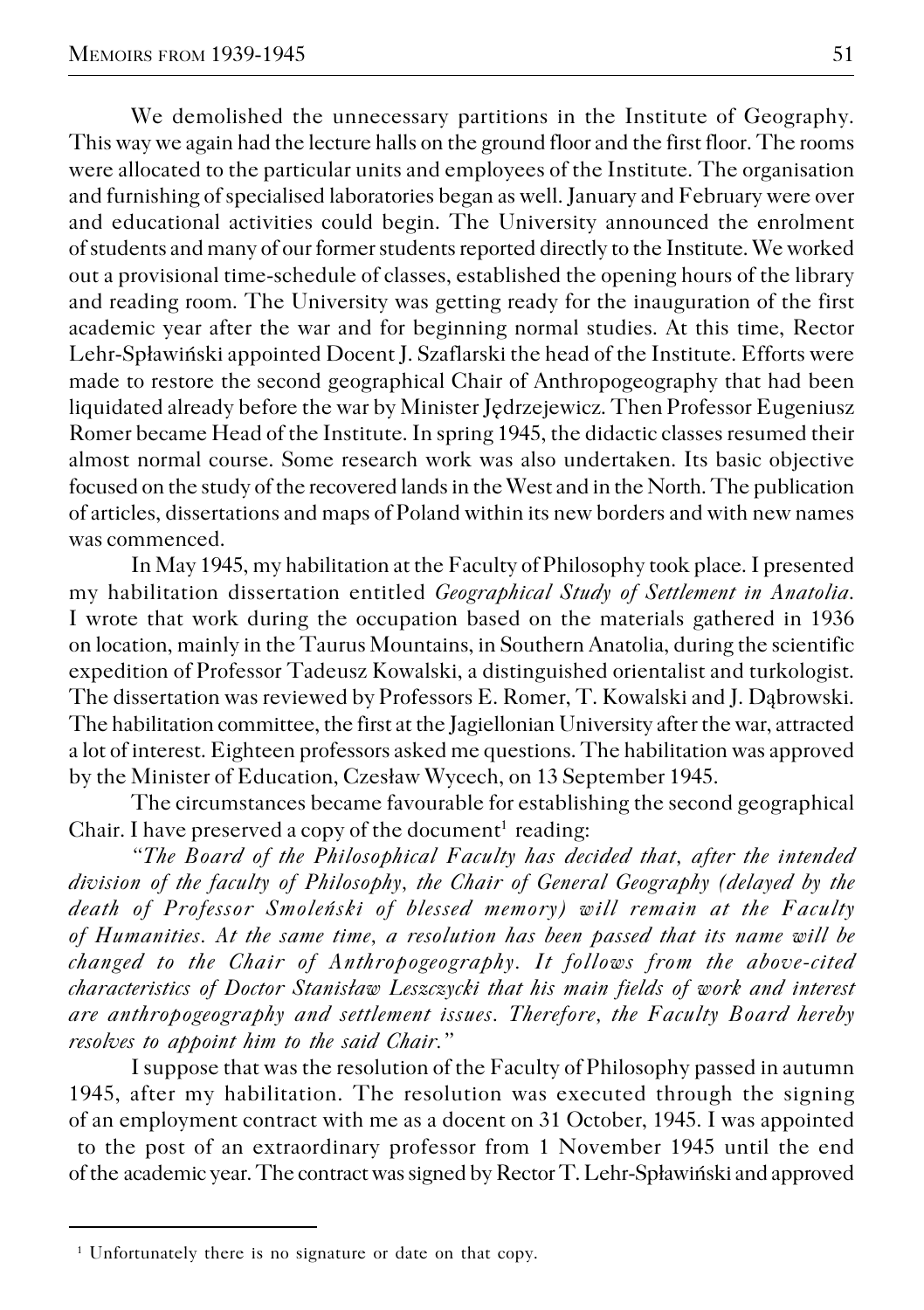We demolished the unnecessary partitions in the Institute of Geography. This way we again had the lecture halls on the ground floor and the first floor. The rooms were allocated to the particular units and employees of the Institute. The organisation and furnishing of specialised laboratories began as well. January and February were over and educational activities could begin. The University announced the enrolment of students and many of our former students reported directly to the Institute. We worked out a provisional time-schedule of classes, established the opening hours of the library and reading room. The University was getting ready for the inauguration of the first academic year after the war and for beginning normal studies. At this time, Rector Lehr-Spławiński appointed Docent J. Szaflarski the head of the Institute. Efforts were made to restore the second geographical Chair of Anthropogeography that had been liquidated already before the war by Minister Jędrzejewicz. Then Professor Eugeniusz Romer became Head of the Institute. In spring 1945, the didactic classes resumed their almost normal course. Some research work was also undertaken. Its basic objective focused on the study of the recovered lands in the West and in the North. The publication of articles, dissertations and maps of Poland within its new borders and with new names was commenced.

In May 1945, my habilitation at the Faculty of Philosophy took place. I presented my habilitation dissertation entitled *Geographical Study of Settlement in Anatolia*. I wrote that work during the occupation based on the materials gathered in 1936 on location, mainly in the Taurus Mountains, in Southern Anatolia, during the scientific expedition of Professor Tadeusz Kowalski, a distinguished orientalist and turkologist. The dissertation was reviewed by Professors E. Romer, T. Kowalski and J. Dąbrowski. The habilitation committee, the first at the Jagiellonian University after the war, attracted a lot of interest. Eighteen professors asked me questions. The habilitation was approved by the Minister of Education, Czesław Wycech, on 13 September 1945.

The circumstances became favourable for establishing the second geographical Chair. I have preserved a copy of the document[1] reading:

*"The Board of the Philosophical Faculty has decided that, after the intended division of the faculty of Philosophy, the Chair of General Geography (delayed by the death of Professor Smoleński of blessed memory) will remain at the Faculty of Humanities. At the same time, a resolution has been passed that its name will be changed to the Chair of Anthropogeography. It follows from the above-cited characteristics of Doctor Stanisław Leszczycki that his main fields of work and interest are anthropogeography and settlement issues. Therefore, the Faculty Board hereby resolves to appoint him to the said Chair."*

I suppose that was the resolution of the Faculty of Philosophy passed in autumn 1945, after my habilitation. The resolution was executed through the signing of an employment contract with me as a docent on 31 October, 1945. I was appointed to the post of an extraordinary professor from 1 November 1945 until the end of the academic year. The contract was signed by Rector T. Lehr-Spławiński and approved

[1] Unfortunately there is no signature or date on that copy.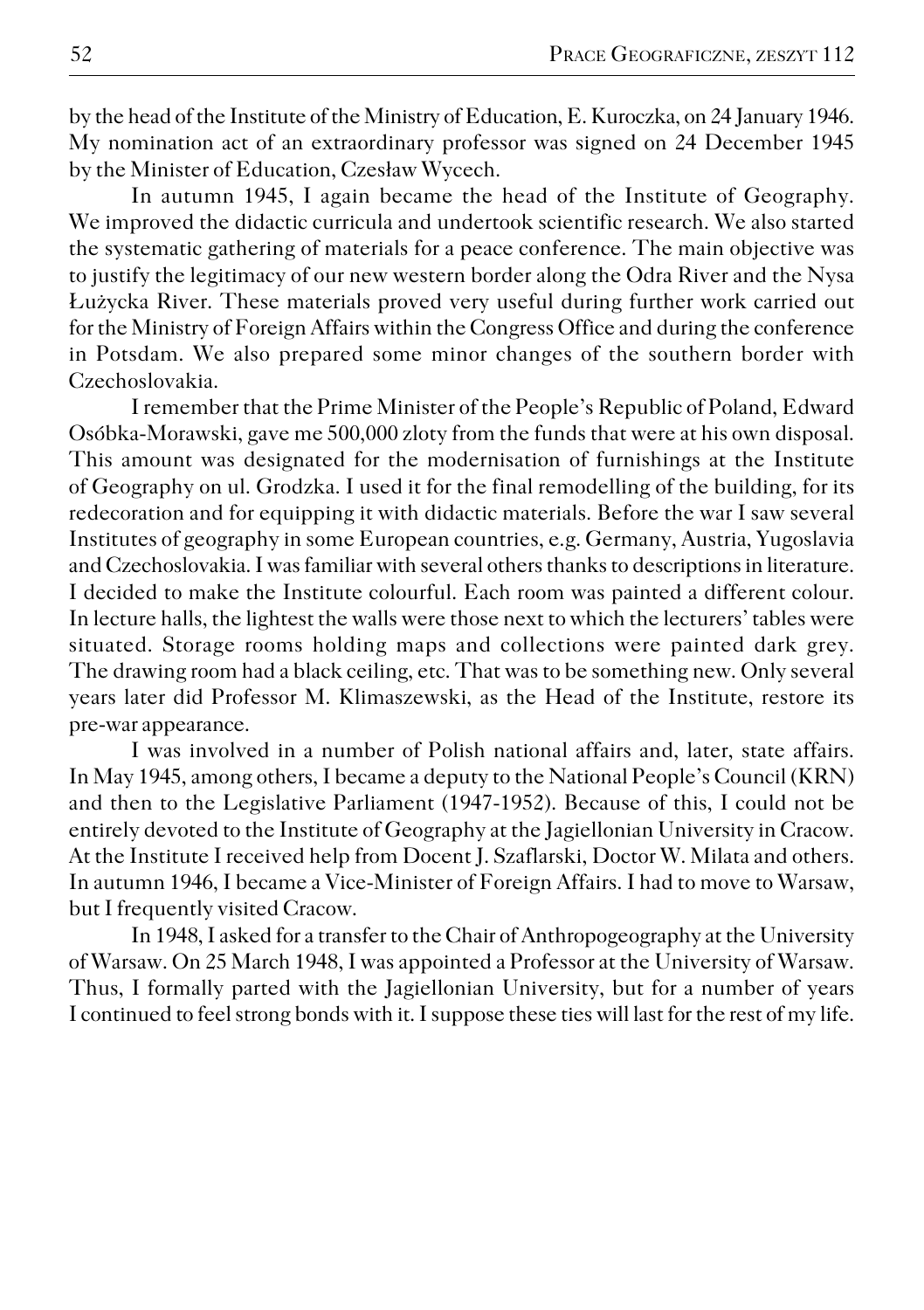by the head of the Institute of the Ministry of Education, E. Kuroczka, on 24 January 1946. My nomination act of an extraordinary professor was signed on 24 December 1945 by the Minister of Education, Czesław Wycech.

In autumn 1945, I again became the head of the Institute of Geography. We improved the didactic curricula and undertook scientific research. We also started the systematic gathering of materials for a peace conference. The main objective was to justify the legitimacy of our new western border along the Odra River and the Nysa Łużycka River. These materials proved very useful during further work carried out for the Ministry of Foreign Affairs within the Congress Office and during the conference in Potsdam. We also prepared some minor changes of the southern border with Czechoslovakia.

I remember that the Prime Minister of the People's Republic of Poland, Edward Osóbka-Morawski, gave me 500,000 zloty from the funds that were at his own disposal. This amount was designated for the modernisation of furnishings at the Institute of Geography on ul. Grodzka. I used it for the final remodelling of the building, for its redecoration and for equipping it with didactic materials. Before the war I saw several Institutes of geography in some European countries, e.g. Germany, Austria, Yugoslavia and Czechoslovakia. I was familiar with several others thanks to descriptions in literature. I decided to make the Institute colourful. Each room was painted a different colour. In lecture halls, the lightest the walls were those next to which the lecturers' tables were situated. Storage rooms holding maps and collections were painted dark grey. The drawing room had a black ceiling, etc. That was to be something new. Only several years later did Professor M. Klimaszewski, as the Head of the Institute, restore its pre-war appearance.

I was involved in a number of Polish national affairs and, later, state affairs. In May 1945, among others, I became a deputy to the National People's Council (KRN) and then to the Legislative Parliament (1947-1952). Because of this, I could not be entirely devoted to the Institute of Geography at the Jagiellonian University in Cracow. At the Institute I received help from Docent J. Szaflarski, Doctor W. Milata and others. In autumn 1946, I became a Vice-Minister of Foreign Affairs. I had to move to Warsaw, but I frequently visited Cracow.

In 1948, I asked for a transfer to the Chair of Anthropogeography at the University of Warsaw. On 25 March 1948, I was appointed a Professor at the University of Warsaw. Thus, I formally parted with the Jagiellonian University, but for a number of years I continued to feel strong bonds with it. I suppose these ties will last for the rest of my life.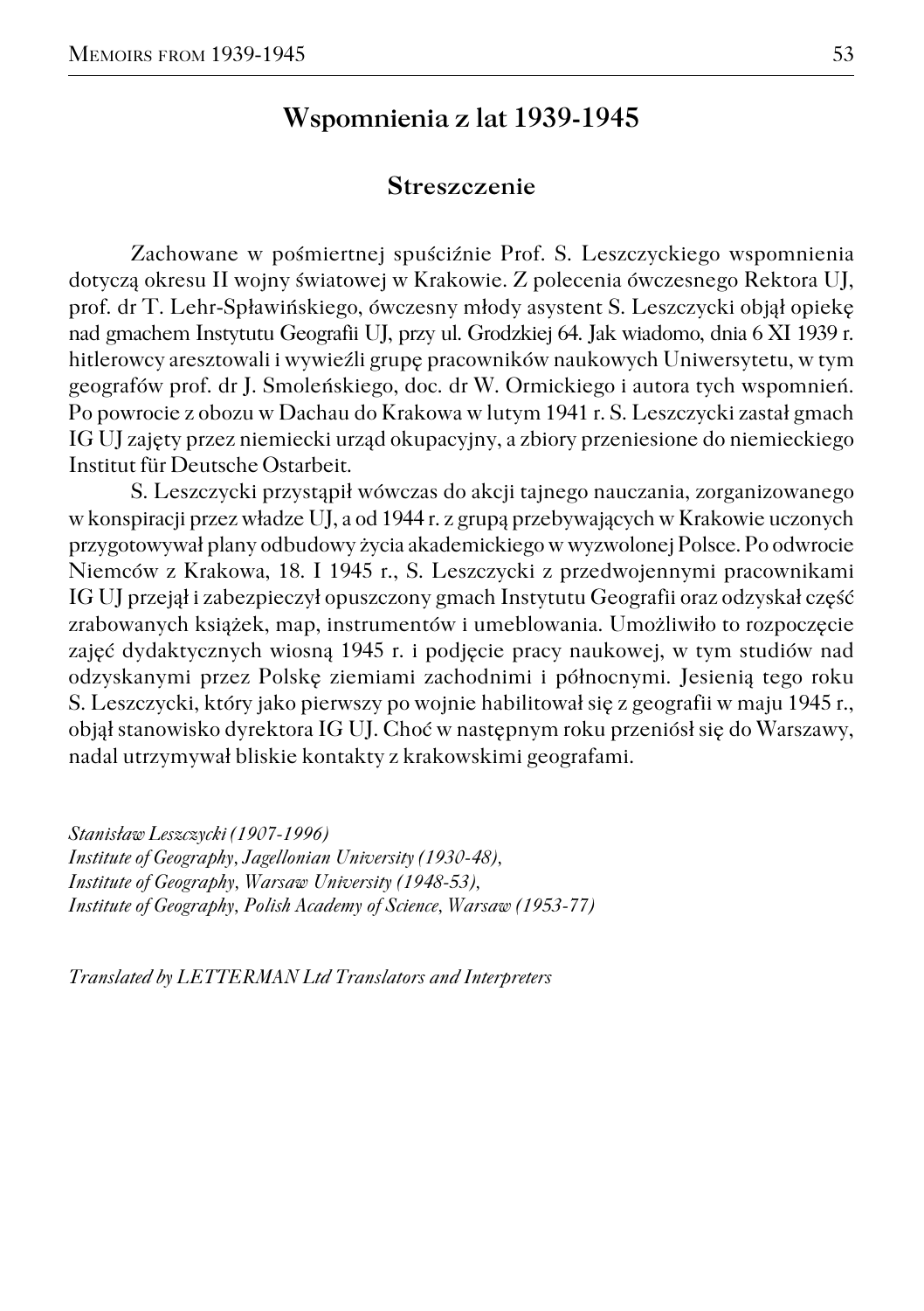# Wspomnienia z lat 1939-1945

## Streszczenie

Zachowane w pośmiertnej spuściźnie Prof. S. Leszczyckiego wspomnienia dotyczą okresu II wojny światowej w Krakowie. Z polecenia ówczesnego Rektora UJ, prof. dr T. Lehr-Spławińskiego, ówczesny młody asystent S. Leszczycki objął opiekę nad gmachem Instytutu Geografii UJ, przy ul. Grodzkiej 64. Jak wiadomo, dnia 6 XI 1939 r. hitlerowcy aresztowali i wywieźli grupę pracowników naukowych Uniwersytetu, w tym geografów prof. dr J. Smoleńskiego, doc. dr W. Ormickiego i autora tych wspomnień. Po powrocie z obozu w Dachau do Krakowa w lutym 1941 r. S. Leszczycki zastał gmach IG UJ zajęty przez niemiecki urząd okupacyjny, a zbiory przeniesione do niemieckiego Institut für Deutsche Ostarbeit.

S. Leszczycki przystąpił wówczas do akcji tajnego nauczania, zorganizowanego w konspiracji przez władze UJ, a od 1944 r. z grupą przebywających w Krakowie uczonych przygotowywał plany odbudowy życia akademickiego w wyzwolonej Polsce. Po odwrocie Niemców z Krakowa, 18. I 1945 r., S. Leszczycki z przedwojennymi pracownikami IG UJ przejął i zabezpieczył opuszczony gmach Instytutu Geografii oraz odzyskał część zrabowanych książek, map, instrumentów i umeblowania. Umożliwiło to rozpoczęcie zajęć dydaktycznych wiosną 1945 r. i podjęcie pracy naukowej, w tym studiów nad odzyskanymi przez Polskę ziemiami zachodnimi i północnymi. Jesienią tego roku S. Leszczycki, który jako pierwszy po wojnie habilitował się z geografii w maju 1945 r., objął stanowisko dyrektora IG UJ. Choć w następnym roku przeniósł się do Warszawy, nadal utrzymywał bliskie kontakty z krakowskimi geografami.

*Stanisław Leszczycki (1907-1996)*
*Institute of Geography, Jagellonian University (1930-48),*
*Institute of Geography, Warsaw University (1948-53),*
*Institute of Geography, Polish Academy of Science, Warsaw (1953-77)*

*Translated by LETTERMAN Ltd Translators and Interpreters*